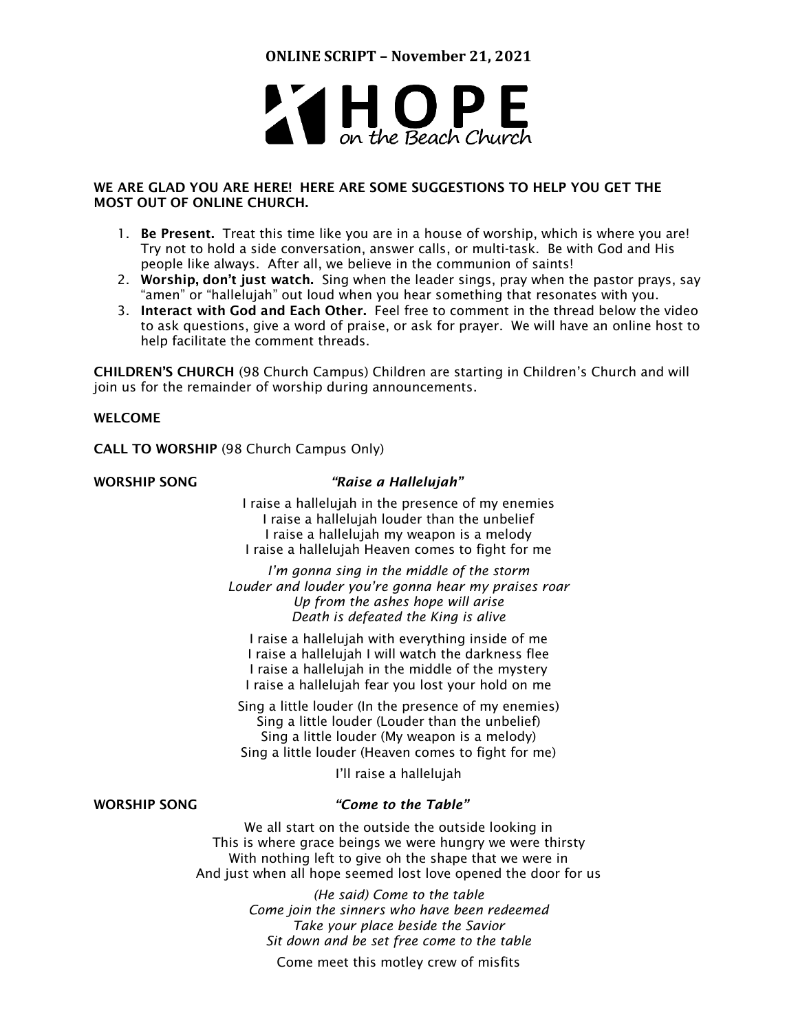# ONLINE SCRIPT – November 21, 2021

HOPE on the Beach Church

**WE ARE GLAD YOU ARE HERE! HERE ARE SOME SUGGESTIONS TO HELP YOU GET THE MOST OUT OF ONLINE CHURCH.**

1. **Be Present.** Treat this time like you are in a house of worship, which is where you are! Try not to hold a side conversation, answer calls, or multi-task. Be with God and His people like always. After all, we believe in the communion of saints!
2. **Worship, don't just watch.** Sing when the leader sings, pray when the pastor prays, say "amen" or "hallelujah" out loud when you hear something that resonates with you.
3. **Interact with God and Each Other.** Feel free to comment in the thread below the video to ask questions, give a word of praise, or ask for prayer. We will have an online host to help facilitate the comment threads.

**CHILDREN'S CHURCH** (98 Church Campus) Children are starting in Children's Church and will join us for the remainder of worship during announcements.

**WELCOME**

**CALL TO WORSHIP** (98 Church Campus Only)

**WORSHIP SONG** ***"Raise a Hallelujah"***

I raise a hallelujah in the presence of my enemies
I raise a hallelujah louder than the unbelief
I raise a hallelujah my weapon is a melody
I raise a hallelujah Heaven comes to fight for me

*I'm gonna sing in the middle of the storm*
*Louder and louder you're gonna hear my praises roar*
*Up from the ashes hope will arise*
*Death is defeated the King is alive*

I raise a hallelujah with everything inside of me
I raise a hallelujah I will watch the darkness flee
I raise a hallelujah in the middle of the mystery
I raise a hallelujah fear you lost your hold on me

Sing a little louder (In the presence of my enemies)
Sing a little louder (Louder than the unbelief)
Sing a little louder (My weapon is a melody)
Sing a little louder (Heaven comes to fight for me)

I'll raise a hallelujah

**WORSHIP SONG** ***"Come to the Table"***

We all start on the outside the outside looking in
This is where grace beings we were hungry we were thirsty
With nothing left to give oh the shape that we were in
And just when all hope seemed lost love opened the door for us

*(He said) Come to the table*
*Come join the sinners who have been redeemed*
*Take your place beside the Savior*
*Sit down and be set free come to the table*

Come meet this motley crew of misfits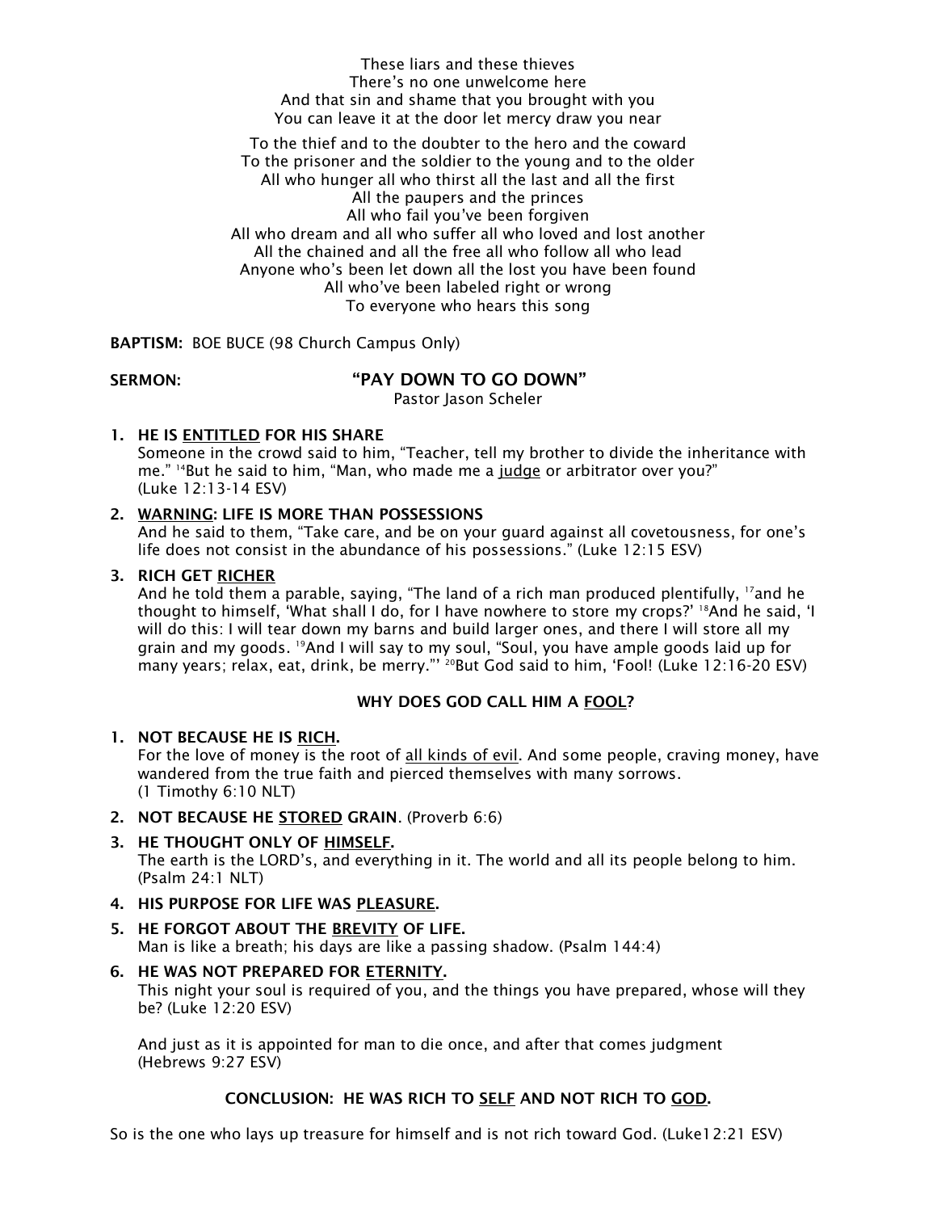These liars and these thieves
There's no one unwelcome here
And that sin and shame that you brought with you
You can leave it at the door let mercy draw you near

To the thief and to the doubter to the hero and the coward
To the prisoner and the soldier to the young and to the older
All who hunger all who thirst all the last and all the first
All the paupers and the princes
All who fail you've been forgiven
All who dream and all who suffer all who loved and lost another
All the chained and all the free all who follow all who lead
Anyone who's been let down all the lost you have been found
All who've been labeled right or wrong
To everyone who hears this song

**BAPTISM:** BOE BUCE (98 Church Campus Only)

**SERMON:** **"PAY DOWN TO GO DOWN"**
Pastor Jason Scheler

1. **HE IS <u>ENTITLED</u> FOR HIS SHARE**
   Someone in the crowd said to him, "Teacher, tell my brother to divide the inheritance with me." [14]But he said to him, "Man, who made me a <u>judge</u> or arbitrator over you?" (Luke 12:13-14 ESV)
2. **<u>WARNING</u>: LIFE IS MORE THAN POSSESSIONS**
   And he said to them, "Take care, and be on your guard against all covetousness, for one's life does not consist in the abundance of his possessions." (Luke 12:15 ESV)
3. **RICH GET <u>RICHER</u>**
   And he told them a parable, saying, "The land of a rich man produced plentifully, [17]and he thought to himself, 'What shall I do, for I have nowhere to store my crops?' [18]And he said, 'I will do this: I will tear down my barns and build larger ones, and there I will store all my grain and my goods. [19]And I will say to my soul, "Soul, you have ample goods laid up for many years; relax, eat, drink, be merry."' [20]But God said to him, 'Fool! (Luke 12:16-20 ESV)

**WHY DOES GOD CALL HIM A <u>FOOL</u>?**

1. **NOT BECAUSE HE IS <u>RICH</u>.**
   For the love of money is the root of <u>all kinds of evil</u>. And some people, craving money, have wandered from the true faith and pierced themselves with many sorrows. (1 Timothy 6:10 NLT)
2. **NOT BECAUSE HE <u>STORED</u> GRAIN**. (Proverb 6:6)
3. **HE THOUGHT ONLY OF <u>HIMSELF</u>.**
   The earth is the LORD's, and everything in it. The world and all its people belong to him. (Psalm 24:1 NLT)
4. **HIS PURPOSE FOR LIFE WAS <u>PLEASURE</u>.**
5. **HE FORGOT ABOUT THE <u>BREVITY</u> OF LIFE.**
   Man is like a breath; his days are like a passing shadow. (Psalm 144:4)
6. **HE WAS NOT PREPARED FOR <u>ETERNITY</u>.**
   This night your soul is required of you, and the things you have prepared, whose will they be? (Luke 12:20 ESV)

   And just as it is appointed for man to die once, and after that comes judgment (Hebrews 9:27 ESV)

**CONCLUSION: HE WAS RICH TO <u>SELF</u> AND NOT RICH TO <u>GOD</u>.**

So is the one who lays up treasure for himself and is not rich toward God. (Luke12:21 ESV)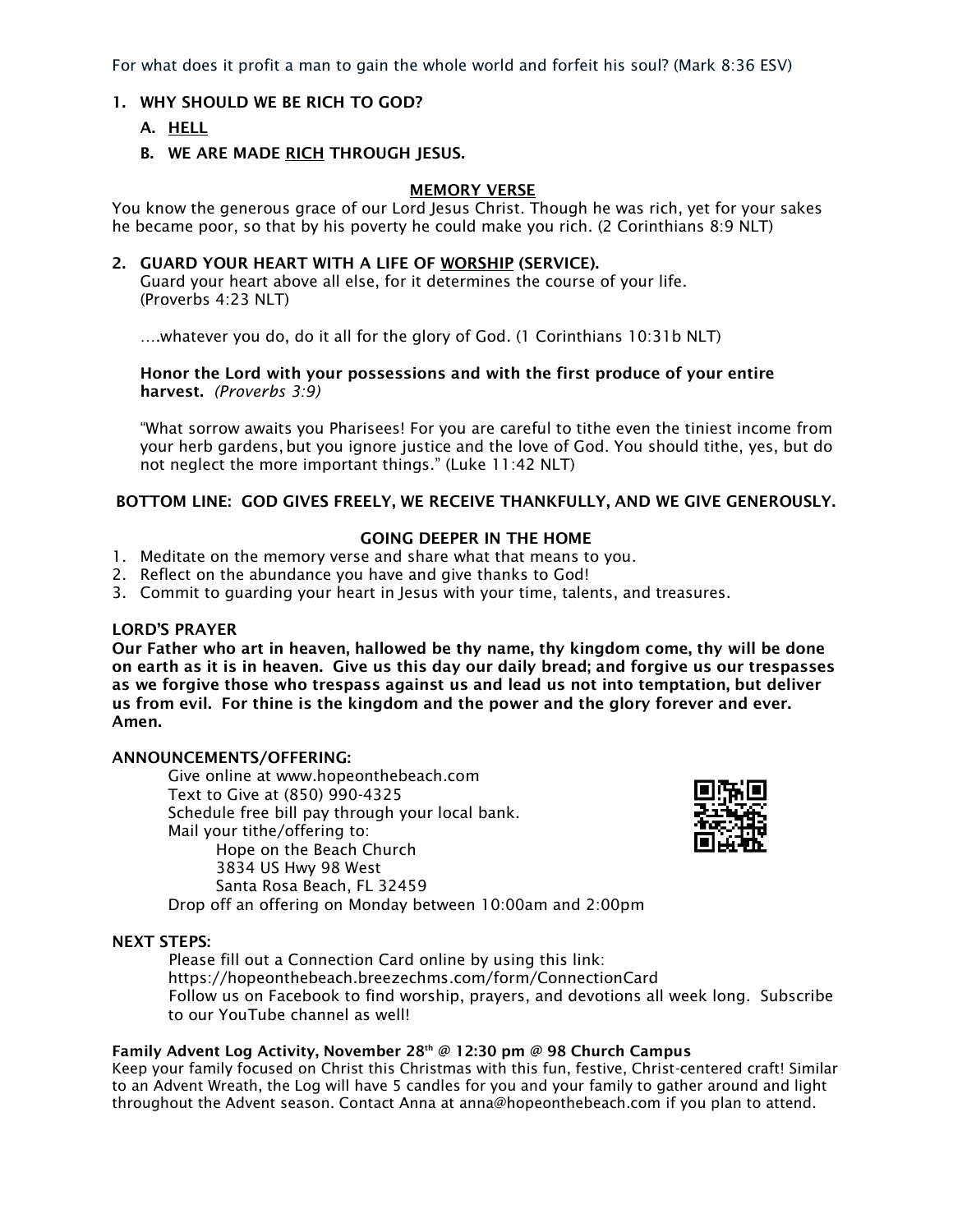For what does it profit a man to gain the whole world and forfeit his soul? (Mark 8:36 ESV)

1. **WHY SHOULD WE BE RICH TO GOD?**
   - **A. HELL**
   - **B. WE ARE MADE RICH THROUGH JESUS.**

**MEMORY VERSE**

You know the generous grace of our Lord Jesus Christ. Though he was rich, yet for your sakes he became poor, so that by his poverty he could make you rich. (2 Corinthians 8:9 NLT)

2. **GUARD YOUR HEART WITH A LIFE OF WORSHIP (SERVICE).**

   Guard your heart above all else, for it determines the course of your life. (Proverbs 4:23 NLT)

   ….whatever you do, do it all for the glory of God. (1 Corinthians 10:31b NLT)

   **Honor the Lord with your possessions and with the first produce of your entire harvest.** *(Proverbs 3:9)*

   "What sorrow awaits you Pharisees! For you are careful to tithe even the tiniest income from your herb gardens, but you ignore justice and the love of God. You should tithe, yes, but do not neglect the more important things." (Luke 11:42 NLT)

**BOTTOM LINE: GOD GIVES FREELY, WE RECEIVE THANKFULLY, AND WE GIVE GENEROUSLY.**

**GOING DEEPER IN THE HOME**

1. Meditate on the memory verse and share what that means to you.
2. Reflect on the abundance you have and give thanks to God!
3. Commit to guarding your heart in Jesus with your time, talents, and treasures.

**LORD'S PRAYER**

**Our Father who art in heaven, hallowed be thy name, thy kingdom come, thy will be done on earth as it is in heaven. Give us this day our daily bread; and forgive us our trespasses as we forgive those who trespass against us and lead us not into temptation, but deliver us from evil. For thine is the kingdom and the power and the glory forever and ever. Amen.**

**ANNOUNCEMENTS/OFFERING:**

Give online at www.hopeonthebeach.com
Text to Give at (850) 990-4325
Schedule free bill pay through your local bank.
Mail your tithe/offering to:
Hope on the Beach Church
3834 US Hwy 98 West
Santa Rosa Beach, FL 32459
Drop off an offering on Monday between 10:00am and 2:00pm

**NEXT STEPS:**

Please fill out a Connection Card online by using this link:
https://hopeonthebeach.breezechms.com/form/ConnectionCard
Follow us on Facebook to find worship, prayers, and devotions all week long. Subscribe to our YouTube channel as well!

**Family Advent Log Activity, November 28th @ 12:30 pm @ 98 Church Campus**

Keep your family focused on Christ this Christmas with this fun, festive, Christ-centered craft! Similar to an Advent Wreath, the Log will have 5 candles for you and your family to gather around and light throughout the Advent season. Contact Anna at anna@hopeonthebeach.com if you plan to attend.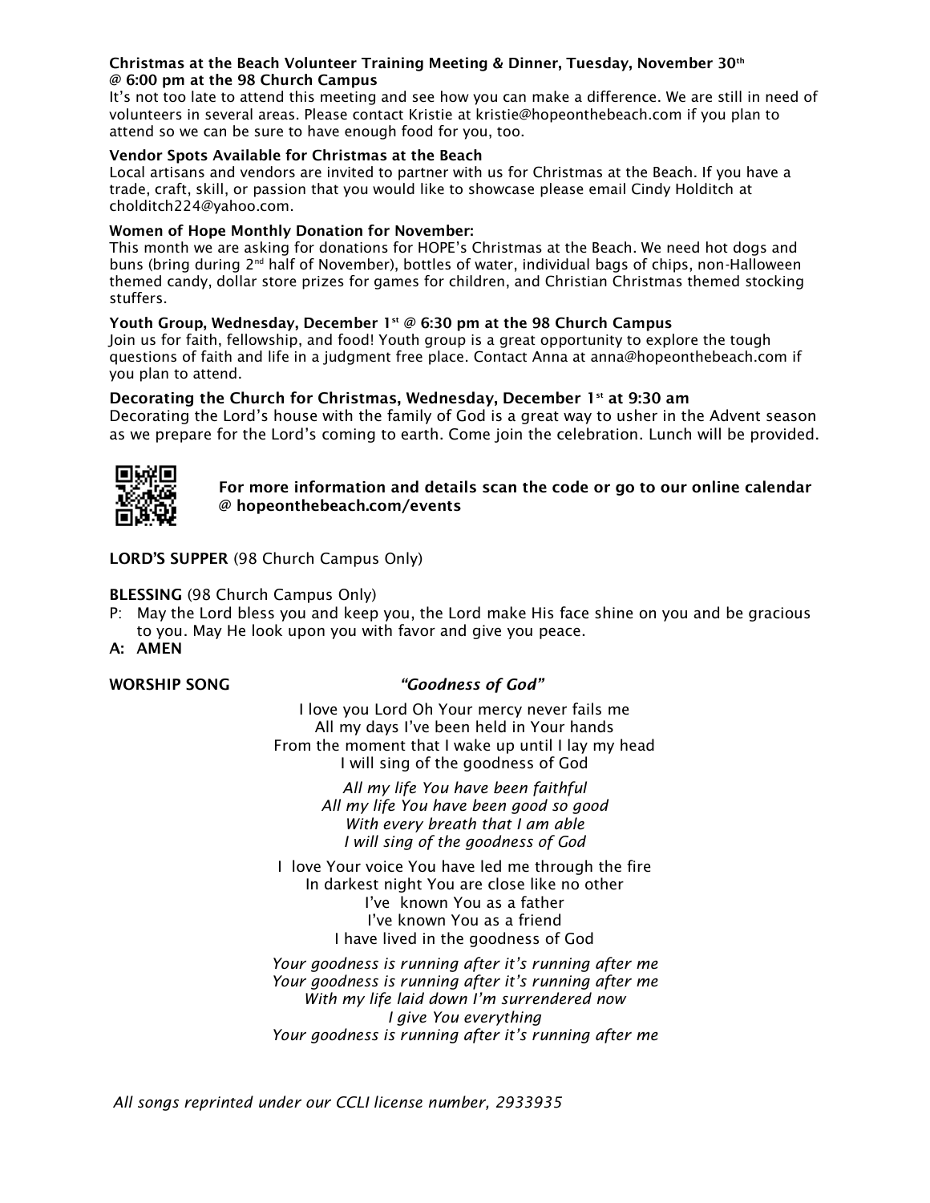**Christmas at the Beach Volunteer Training Meeting & Dinner, Tuesday, November 30th @ 6:00 pm at the 98 Church Campus**

It's not too late to attend this meeting and see how you can make a difference. We are still in need of volunteers in several areas. Please contact Kristie at kristie@hopeonthebeach.com if you plan to attend so we can be sure to have enough food for you, too.

**Vendor Spots Available for Christmas at the Beach**

Local artisans and vendors are invited to partner with us for Christmas at the Beach. If you have a trade, craft, skill, or passion that you would like to showcase please email Cindy Holditch at cholditch224@yahoo.com.

**Women of Hope Monthly Donation for November:**

This month we are asking for donations for HOPE's Christmas at the Beach. We need hot dogs and buns (bring during 2nd half of November), bottles of water, individual bags of chips, non-Halloween themed candy, dollar store prizes for games for children, and Christian Christmas themed stocking stuffers.

**Youth Group, Wednesday, December 1st @ 6:30 pm at the 98 Church Campus**

Join us for faith, fellowship, and food! Youth group is a great opportunity to explore the tough questions of faith and life in a judgment free place. Contact Anna at anna@hopeonthebeach.com if you plan to attend.

**Decorating the Church for Christmas, Wednesday, December 1st at 9:30 am**

Decorating the Lord's house with the family of God is a great way to usher in the Advent season as we prepare for the Lord's coming to earth. Come join the celebration. Lunch will be provided.

**For more information and details scan the code or go to our online calendar @ hopeonthebeach.com/events**

**LORD'S SUPPER** (98 Church Campus Only)

**BLESSING** (98 Church Campus Only)

P: May the Lord bless you and keep you, the Lord make His face shine on you and be gracious to you. May He look upon you with favor and give you peace.

**A: AMEN**

**WORSHIP SONG** ***"Goodness of God"***

I love you Lord Oh Your mercy never fails me
All my days I've been held in Your hands
From the moment that I wake up until I lay my head
I will sing of the goodness of God

*All my life You have been faithful*
*All my life You have been good so good*
*With every breath that I am able*
*I will sing of the goodness of God*

I love Your voice You have led me through the fire
In darkest night You are close like no other
I've known You as a father
I've known You as a friend
I have lived in the goodness of God

*Your goodness is running after it's running after me*
*Your goodness is running after it's running after me*
*With my life laid down I'm surrendered now*
*I give You everything*
*Your goodness is running after it's running after me*

*All songs reprinted under our CCLI license number, 2933935*